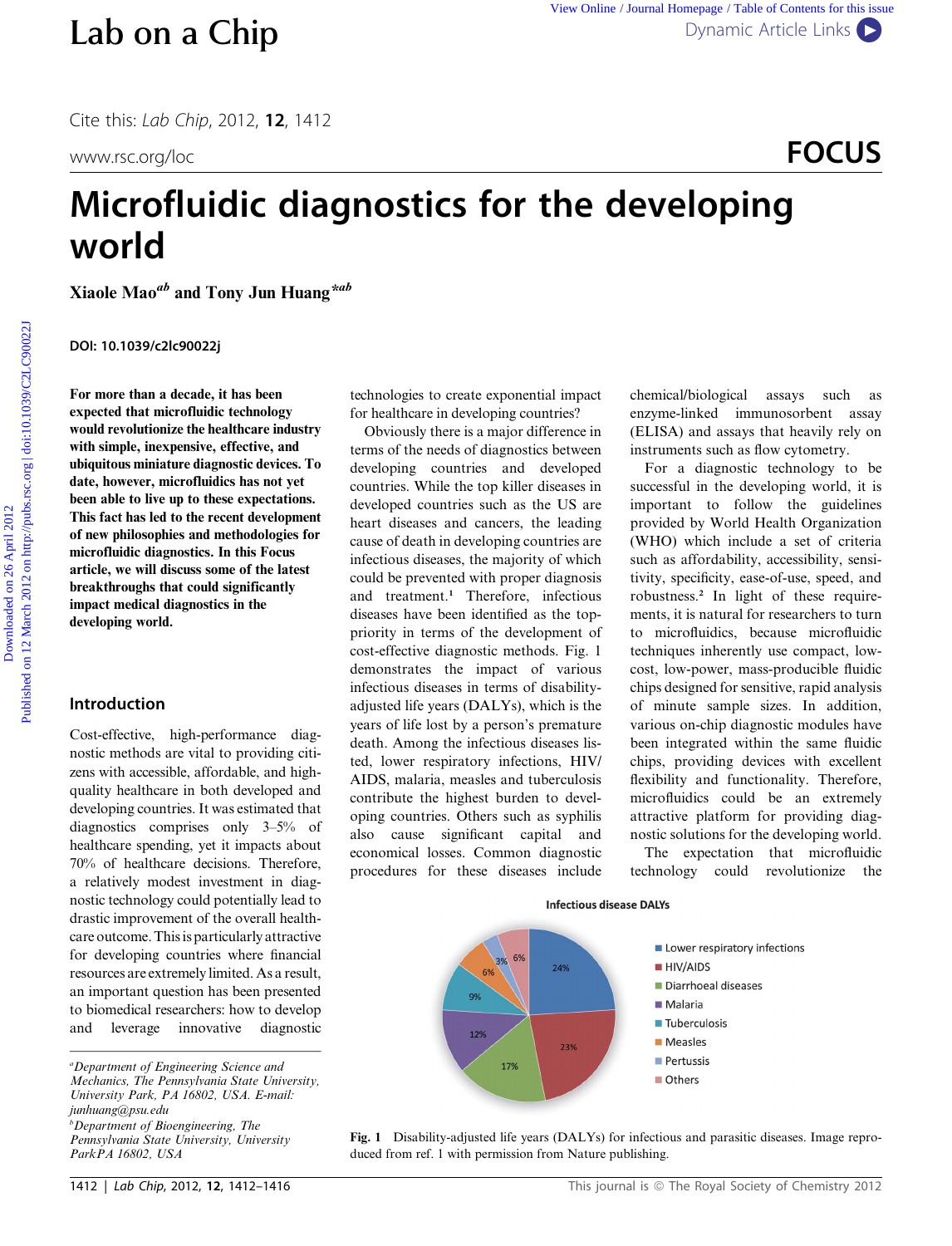# Microfluidic diagnostics for the developing world

**Xiaole Mao[ab] and Tony Jun Huang*[ab]**

DOI: 10.1039/c2lc90022j

**For more than a decade, it has been expected that microfluidic technology would revolutionize the healthcare industry with simple, inexpensive, effective, and ubiquitous miniature diagnostic devices. To date, however, microfluidics has not yet been able to live up to these expectations. This fact has led to the recent development of new philosophies and methodologies for microfluidic diagnostics. In this Focus article, we will discuss some of the latest breakthroughs that could significantly impact medical diagnostics in the developing world.**

## Introduction

Cost-effective, high-performance diagnostic methods are vital to providing citizens with accessible, affordable, and high-quality healthcare in both developed and developing countries. It was estimated that diagnostics comprises only 3–5% of healthcare spending, yet it impacts about 70% of healthcare decisions. Therefore, a relatively modest investment in diagnostic technology could potentially lead to drastic improvement of the overall healthcare outcome. This is particularly attractive for developing countries where financial resources are extremely limited. As a result, an important question has been presented to biomedical researchers: how to develop and leverage innovative diagnostic technologies to create exponential impact for healthcare in developing countries?

Obviously there is a major difference in terms of the needs of diagnostics between developing countries and developed countries. While the top killer diseases in developed countries such as the US are heart diseases and cancers, the leading cause of death in developing countries are infectious diseases, the majority of which could be prevented with proper diagnosis and treatment.[1] Therefore, infectious diseases have been identified as the top-priority in terms of the development of cost-effective diagnostic methods. Fig. 1 demonstrates the impact of various infectious diseases in terms of disability-adjusted life years (DALYs), which is the years of life lost by a person's premature death. Among the infectious diseases listed, lower respiratory infections, HIV/AIDS, malaria, measles and tuberculosis contribute the highest burden to developing countries. Others such as syphilis also cause significant capital and economical losses. Common diagnostic procedures for these diseases include chemical/biological assays such as enzyme-linked immunosorbent assay (ELISA) and assays that heavily rely on instruments such as flow cytometry.

For a diagnostic technology to be successful in the developing world, it is important to follow the guidelines provided by World Health Organization (WHO) which include a set of criteria such as affordability, accessibility, sensitivity, specificity, ease-of-use, speed, and robustness.[2] In light of these requirements, it is natural for researchers to turn to microfluidics, because microfluidic techniques inherently use compact, low-cost, low-power, mass-producible fluidic chips designed for sensitive, rapid analysis of minute sample sizes. In addition, various on-chip diagnostic modules have been integrated within the same fluidic chips, providing devices with excellent flexibility and functionality. Therefore, microfluidics could be an extremely attractive platform for providing diagnostic solutions for the developing world.

The expectation that microfluidic technology could revolutionize the

Infectious disease DALYs

24%
23%
17%
12%
9%
6%
3%
6%

Lower respiratory infections
HIV/AIDS
Diarrhoeal diseases
Malaria
Tuberculosis
Measles
Pertussis
Others

**Fig. 1** Disability-adjusted life years (DALYs) for infectious and parasitic diseases. Image reproduced from ref. 1 with permission from Nature publishing.

[a]*Department of Engineering Science and Mechanics, The Pennsylvania State University, University Park, PA 16802, USA. E-mail: junhuang@psu.edu*
[b]*Department of Bioengineering, The Pennsylvania State University, University ParkPA 16802, USA*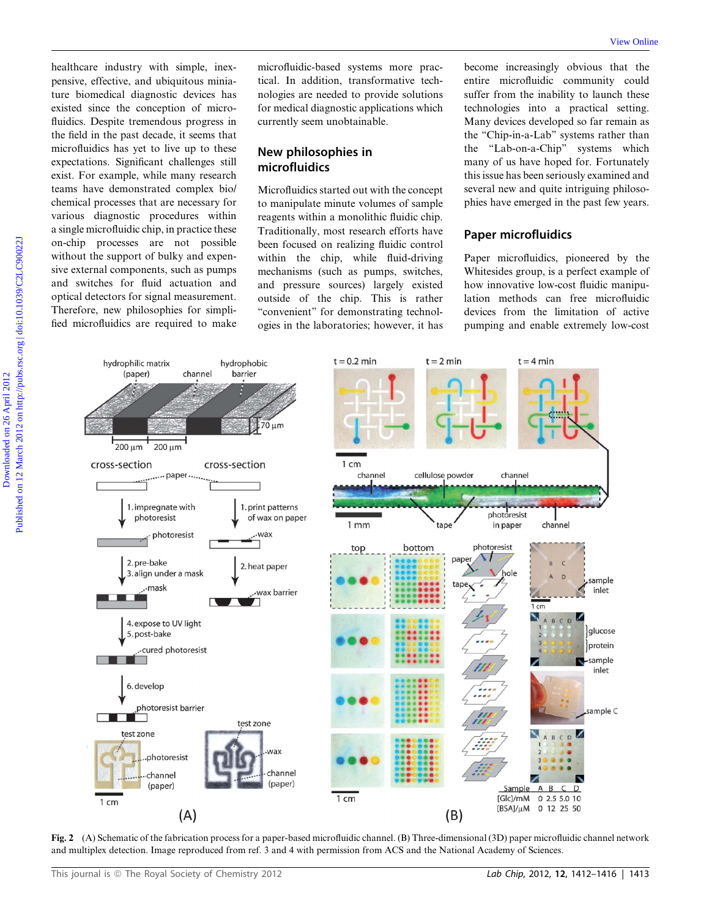healthcare industry with simple, inexpensive, effective, and ubiquitous miniature biomedical diagnostic devices has existed since the conception of microfluidics. Despite tremendous progress in the field in the past decade, it seems that microfluidics has yet to live up to these expectations. Significant challenges still exist. For example, while many research teams have demonstrated complex bio/chemical processes that are necessary for various diagnostic procedures within a single microfluidic chip, in practice these on-chip processes are not possible without the support of bulky and expensive external components, such as pumps and switches for fluid actuation and optical detectors for signal measurement. Therefore, new philosophies for simplified microfluidics are required to make microfluidic-based systems more practical. In addition, transformative technologies are needed to provide solutions for medical diagnostic applications which currently seem unobtainable.

## New philosophies in microfluidics

Microfluidics started out with the concept to manipulate minute volumes of sample reagents within a monolithic fluidic chip. Traditionally, most research efforts have been focused on realizing fluidic control within the chip, while fluid-driving mechanisms (such as pumps, switches, and pressure sources) largely existed outside of the chip. This is rather "convenient" for demonstrating technologies in the laboratories; however, it has become increasingly obvious that the entire microfluidic community could suffer from the inability to launch these technologies into a practical setting. Many devices developed so far remain as the "Chip-in-a-Lab" systems rather than the "Lab-on-a-Chip" systems which many of us have hoped for. Fortunately this issue has been seriously examined and several new and quite intriguing philosophies have emerged in the past few years.

## Paper microfluidics

Paper microfluidics, pioneered by the Whitesides group, is a perfect example of how innovative low-cost fluidic manipulation methods can free microfluidic devices from the limitation of active pumping and enable extremely low-cost

Fig. 2 (A) Schematic of the fabrication process for a paper-based microfluidic channel. (B) Three-dimensional (3D) paper microfluidic channel network and multiplex detection. Image reproduced from ref. 3 and 4 with permission from ACS and the National Academy of Sciences.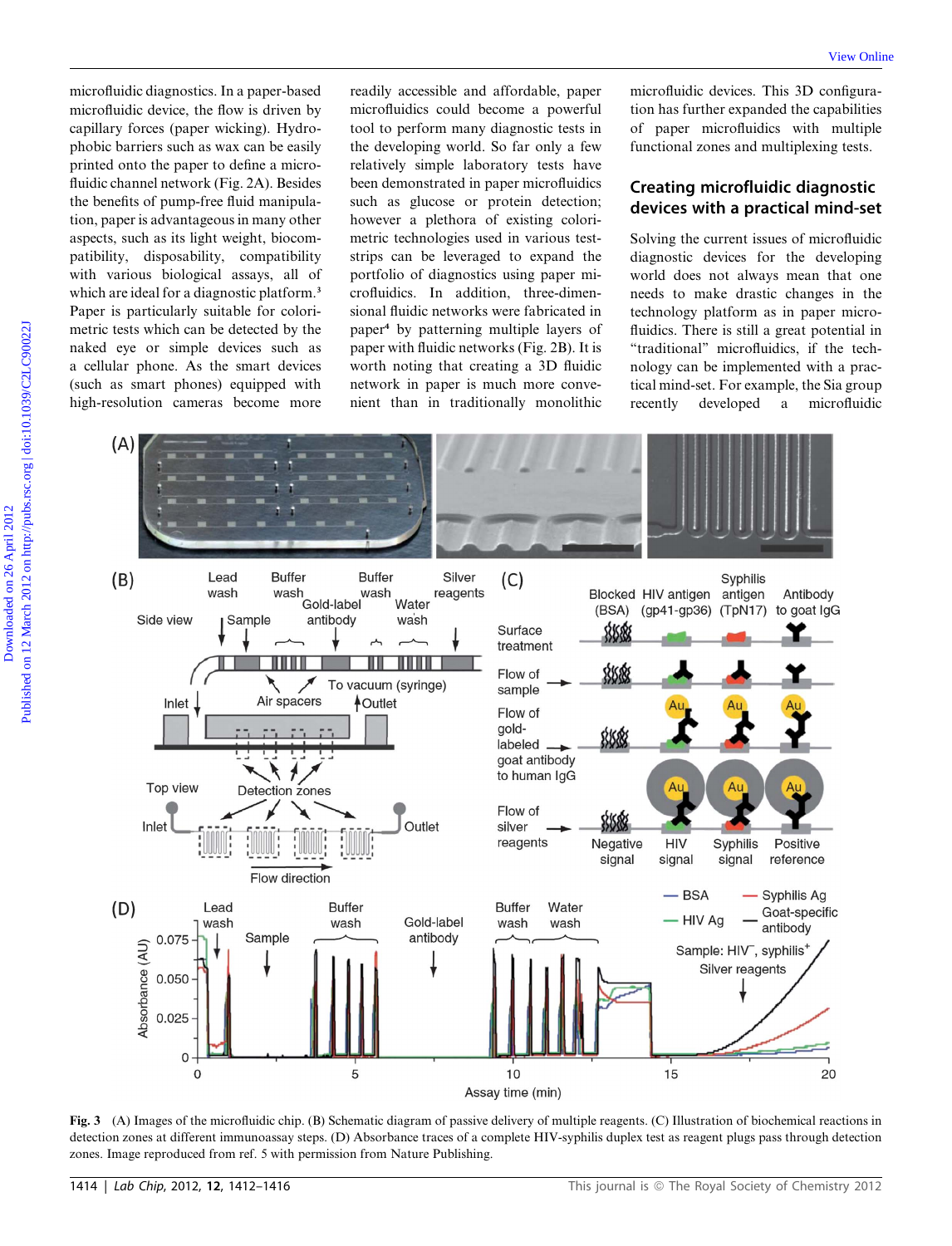microfluidic diagnostics. In a paper-based microfluidic device, the flow is driven by capillary forces (paper wicking). Hydrophobic barriers such as wax can be easily printed onto the paper to define a microfluidic channel network (Fig. 2A). Besides the benefits of pump-free fluid manipulation, paper is advantageous in many other aspects, such as its light weight, biocompatibility, disposability, compatibility with various biological assays, all of which are ideal for a diagnostic platform.[3] Paper is particularly suitable for colorimetric tests which can be detected by the naked eye or simple devices such as a cellular phone. As the smart devices (such as smart phones) equipped with high-resolution cameras become more readily accessible and affordable, paper microfluidics could become a powerful tool to perform many diagnostic tests in the developing world. So far only a few relatively simple laboratory tests have been demonstrated in paper microfluidics such as glucose or protein detection; however a plethora of existing colorimetric technologies used in various test-strips can be leveraged to expand the portfolio of diagnostics using paper microfluidics. In addition, three-dimensional fluidic networks were fabricated in paper[4] by patterning multiple layers of paper with fluidic networks (Fig. 2B). It is worth noting that creating a 3D fluidic network in paper is much more convenient than in traditionally monolithic microfluidic devices. This 3D configuration has further expanded the capabilities of paper microfluidics with multiple functional zones and multiplexing tests.

## Creating microfluidic diagnostic devices with a practical mind-set

Solving the current issues of microfluidic diagnostic devices for the developing world does not always mean that one needs to make drastic changes in the technology platform as in paper microfluidics. There is still a great potential in "traditional" microfluidics, if the technology can be implemented with a practical mind-set. For example, the Sia group recently developed a microfluidic

**Fig. 3** (A) Images of the microfluidic chip. (B) Schematic diagram of passive delivery of multiple reagents. (C) Illustration of biochemical reactions in detection zones at different immunoassay steps. (D) Absorbance traces of a complete HIV-syphilis duplex test as reagent plugs pass through detection zones. Image reproduced from ref. 5 with permission from Nature Publishing.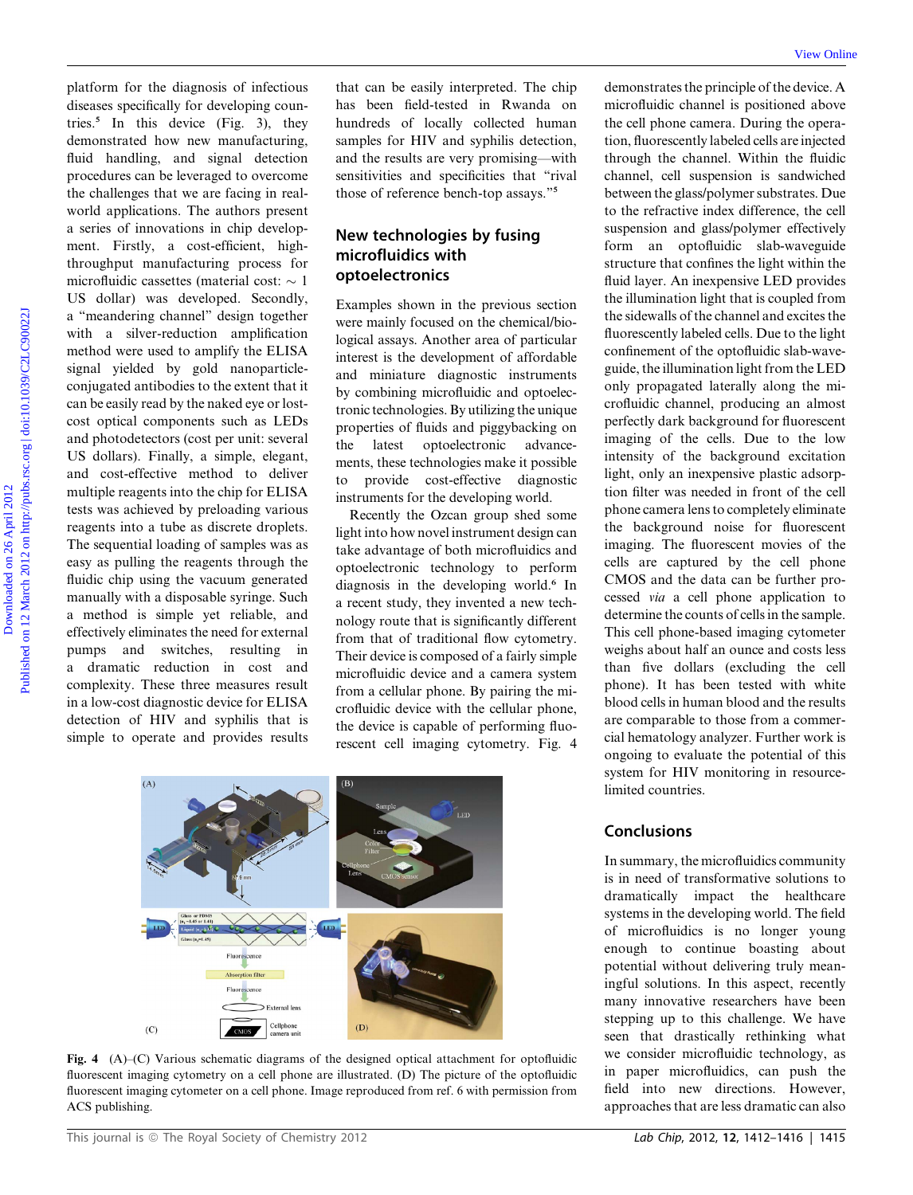platform for the diagnosis of infectious diseases specifically for developing countries.[5] In this device (Fig. 3), they demonstrated how new manufacturing, fluid handling, and signal detection procedures can be leveraged to overcome the challenges that we are facing in real-world applications. The authors present a series of innovations in chip development. Firstly, a cost-efficient, high-throughput manufacturing process for microfluidic cassettes (material cost: ~ 1 US dollar) was developed. Secondly, a "meandering channel" design together with a silver-reduction amplification method were used to amplify the ELISA signal yielded by gold nanoparticle-conjugated antibodies to the extent that it can be easily read by the naked eye or lost-cost optical components such as LEDs and photodetectors (cost per unit: several US dollars). Finally, a simple, elegant, and cost-effective method to deliver multiple reagents into the chip for ELISA tests was achieved by preloading various reagents into a tube as discrete droplets. The sequential loading of samples was as easy as pulling the reagents through the fluidic chip using the vacuum generated manually with a disposable syringe. Such a method is simple yet reliable, and effectively eliminates the need for external pumps and switches, resulting in a dramatic reduction in cost and complexity. These three measures result in a low-cost diagnostic device for ELISA detection of HIV and syphilis that is simple to operate and provides results that can be easily interpreted. The chip has been field-tested in Rwanda on hundreds of locally collected human samples for HIV and syphilis detection, and the results are very promising—with sensitivities and specificities that "rival those of reference bench-top assays."[5]

## New technologies by fusing microfluidics with optoelectronics

Examples shown in the previous section were mainly focused on the chemical/biological assays. Another area of particular interest is the development of affordable and miniature diagnostic instruments by combining microfluidic and optoelectronic technologies. By utilizing the unique properties of fluids and piggybacking on the latest optoelectronic advancements, these technologies make it possible to provide cost-effective diagnostic instruments for the developing world.

Recently the Ozcan group shed some light into how novel instrument design can take advantage of both microfluidics and optoelectronic technology to perform diagnosis in the developing world.[6] In a recent study, they invented a new technology route that is significantly different from that of traditional flow cytometry. Their device is composed of a fairly simple microfluidic device and a camera system from a cellular phone. By pairing the microfluidic device with the cellular phone, the device is capable of performing fluorescent cell imaging cytometry. Fig. 4 demonstrates the principle of the device. A microfluidic channel is positioned above the cell phone camera. During the operation, fluorescently labeled cells are injected through the channel. Within the fluidic channel, cell suspension is sandwiched between the glass/polymer substrates. Due to the refractive index difference, the cell suspension and glass/polymer effectively form an optofluidic slab-waveguide structure that confines the light within the fluid layer. An inexpensive LED provides the illumination light that is coupled from the sidewalls of the channel and excites the fluorescently labeled cells. Due to the light confinement of the optofluidic slab-waveguide, the illumination light from the LED only propagated laterally along the microfluidic channel, producing an almost perfectly dark background for fluorescent imaging of the cells. Due to the low intensity of the background excitation light, only an inexpensive plastic adsorption filter was needed in front of the cell phone camera lens to completely eliminate the background noise for fluorescent imaging. The fluorescent movies of the cells are captured by the cell phone CMOS and the data can be further processed *via* a cell phone application to determine the counts of cells in the sample. This cell phone-based imaging cytometer weighs about half an ounce and costs less than five dollars (excluding the cell phone). It has been tested with white blood cells in human blood and the results are comparable to those from a commercial hematology analyzer. Further work is ongoing to evaluate the potential of this system for HIV monitoring in resource-limited countries.

Fig. 4 (A)–(C) Various schematic diagrams of the designed optical attachment for optofluidic fluorescent imaging cytometry on a cell phone are illustrated. (D) The picture of the optofluidic fluorescent imaging cytometer on a cell phone. Image reproduced from ref. 6 with permission from ACS publishing.

## Conclusions

In summary, the microfluidics community is in need of transformative solutions to dramatically impact the healthcare systems in the developing world. The field of microfluidics is no longer young enough to continue boasting about potential without delivering truly meaningful solutions. In this aspect, recently many innovative researchers have been stepping up to this challenge. We have seen that drastically rethinking what we consider microfluidic technology, as in paper microfluidics, can push the field into new directions. However, approaches that are less dramatic can also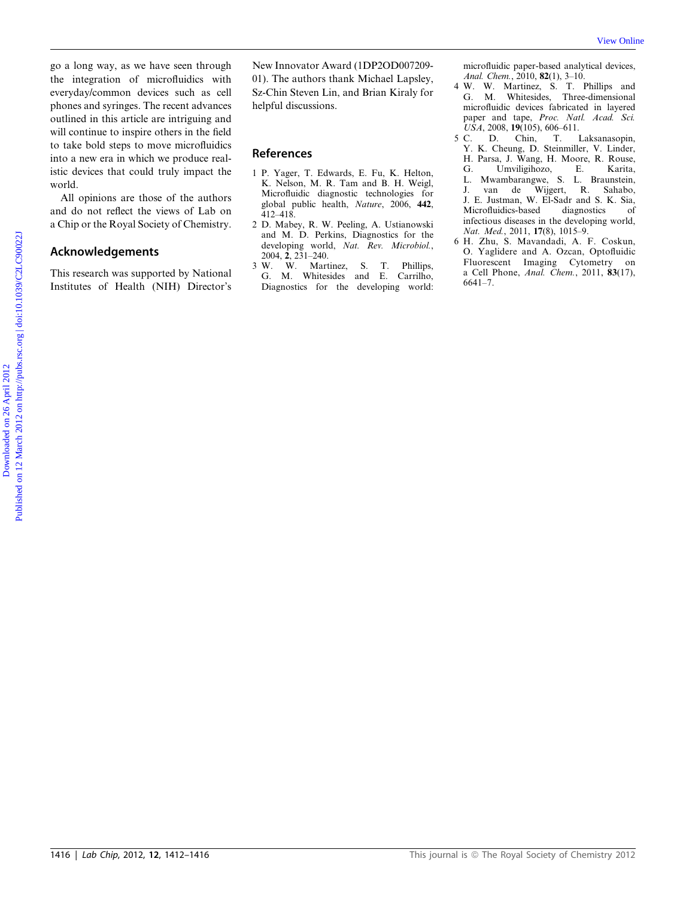go a long way, as we have seen through the integration of microfluidics with everyday/common devices such as cell phones and syringes. The recent advances outlined in this article are intriguing and will continue to inspire others in the field to take bold steps to move microfluidics into a new era in which we produce realistic devices that could truly impact the world.

All opinions are those of the authors and do not reflect the views of Lab on a Chip or the Royal Society of Chemistry.

## Acknowledgements

This research was supported by National Institutes of Health (NIH) Director's New Innovator Award (1DP2OD007209-01). The authors thank Michael Lapsley, Sz-Chin Steven Lin, and Brian Kiraly for helpful discussions.

## References

1. P. Yager, T. Edwards, E. Fu, K. Helton, K. Nelson, M. R. Tam and B. H. Weigl, Microfluidic diagnostic technologies for global public health, *Nature*, 2006, **442**, 412–418.
2. D. Mabey, R. W. Peeling, A. Ustianowski and M. D. Perkins, Diagnostics for the developing world, *Nat. Rev. Microbiol.*, 2004, **2**, 231–240.
3. W. W. Martinez, S. T. Phillips, G. M. Whitesides and E. Carrilho, Diagnostics for the developing world: microfluidic paper-based analytical devices, *Anal. Chem.*, 2010, **82**(1), 3–10.
4. W. W. Martinez, S. T. Phillips and G. M. Whitesides, Three-dimensional microfluidic devices fabricated in layered paper and tape, *Proc. Natl. Acad. Sci. USA*, 2008, **19**(105), 606–611.
5. C. D. Chin, T. Laksanasopin, Y. K. Cheung, D. Steinmiller, V. Linder, H. Parsa, J. Wang, H. Moore, R. Rouse, G. Umviligihozo, E. Karita, L. Mwambarangwe, S. L. Braunstein, J. van de Wijgert, R. Sahabo, J. E. Justman, W. El-Sadr and S. K. Sia, Microfluidics-based diagnostics of infectious diseases in the developing world, *Nat. Med.*, 2011, **17**(8), 1015–9.
6. H. Zhu, S. Mavandadi, A. F. Coskun, O. Yaglidere and A. Ozcan, Optofluidic Fluorescent Imaging Cytometry on a Cell Phone, *Anal. Chem.*, 2011, **83**(17), 6641–7.